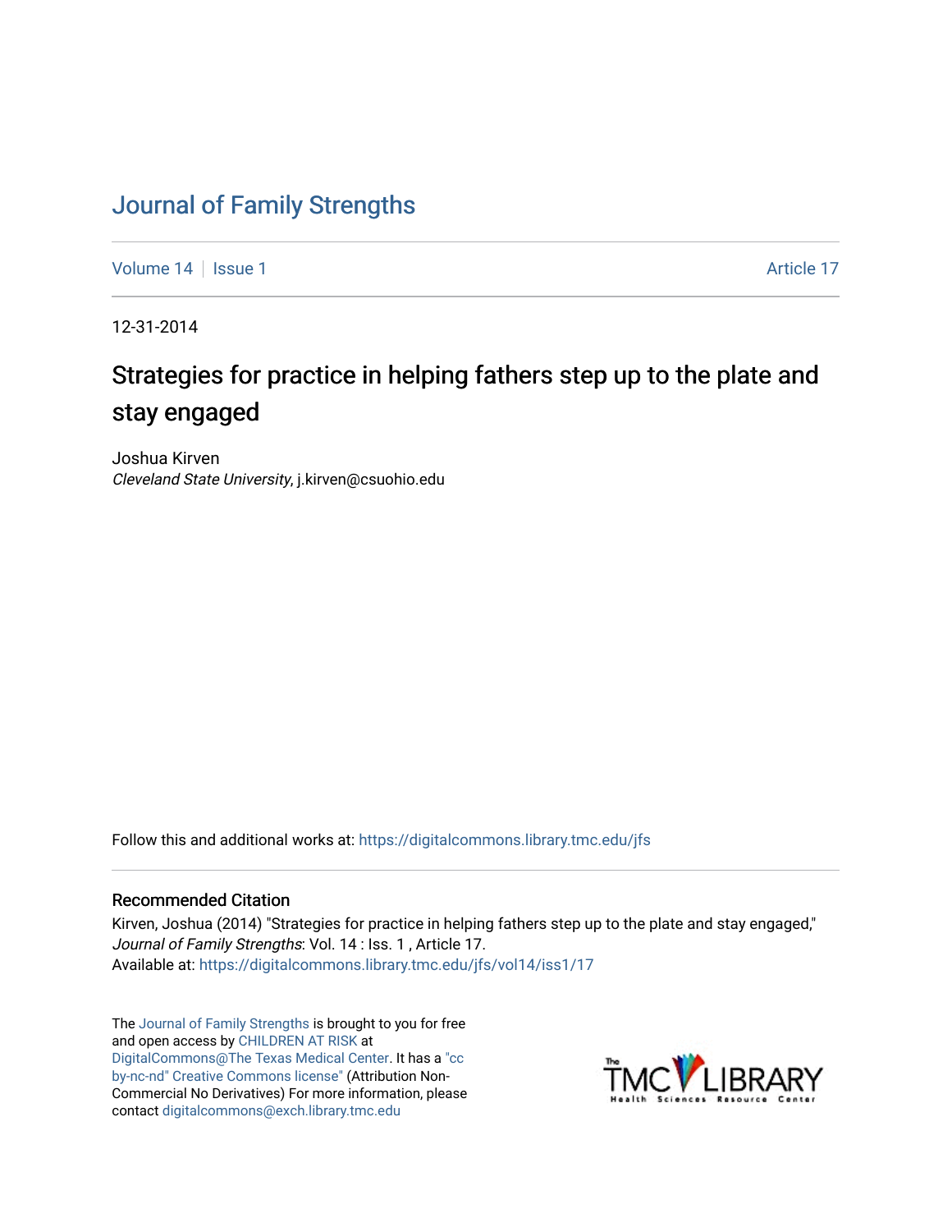# Journal of Family Strengths

Volume 14 | Issue 1 Article 17

12-31-2014

## Strategies for practice in helping fathers step up to the plate and stay engaged

Joshua Kirven
*Cleveland State University*, j.kirven@csuohio.edu

Follow this and additional works at: https://digitalcommons.library.tmc.edu/jfs

### Recommended Citation

Kirven, Joshua (2014) "Strategies for practice in helping fathers step up to the plate and stay engaged," *Journal of Family Strengths*: Vol. 14 : Iss. 1 , Article 17.
Available at: https://digitalcommons.library.tmc.edu/jfs/vol14/iss1/17

The Journal of Family Strengths is brought to you for free and open access by CHILDREN AT RISK at DigitalCommons@The Texas Medical Center. It has a "cc by-nc-nd" Creative Commons license" (Attribution Non-Commercial No Derivatives) For more information, please contact digitalcommons@exch.library.tmc.edu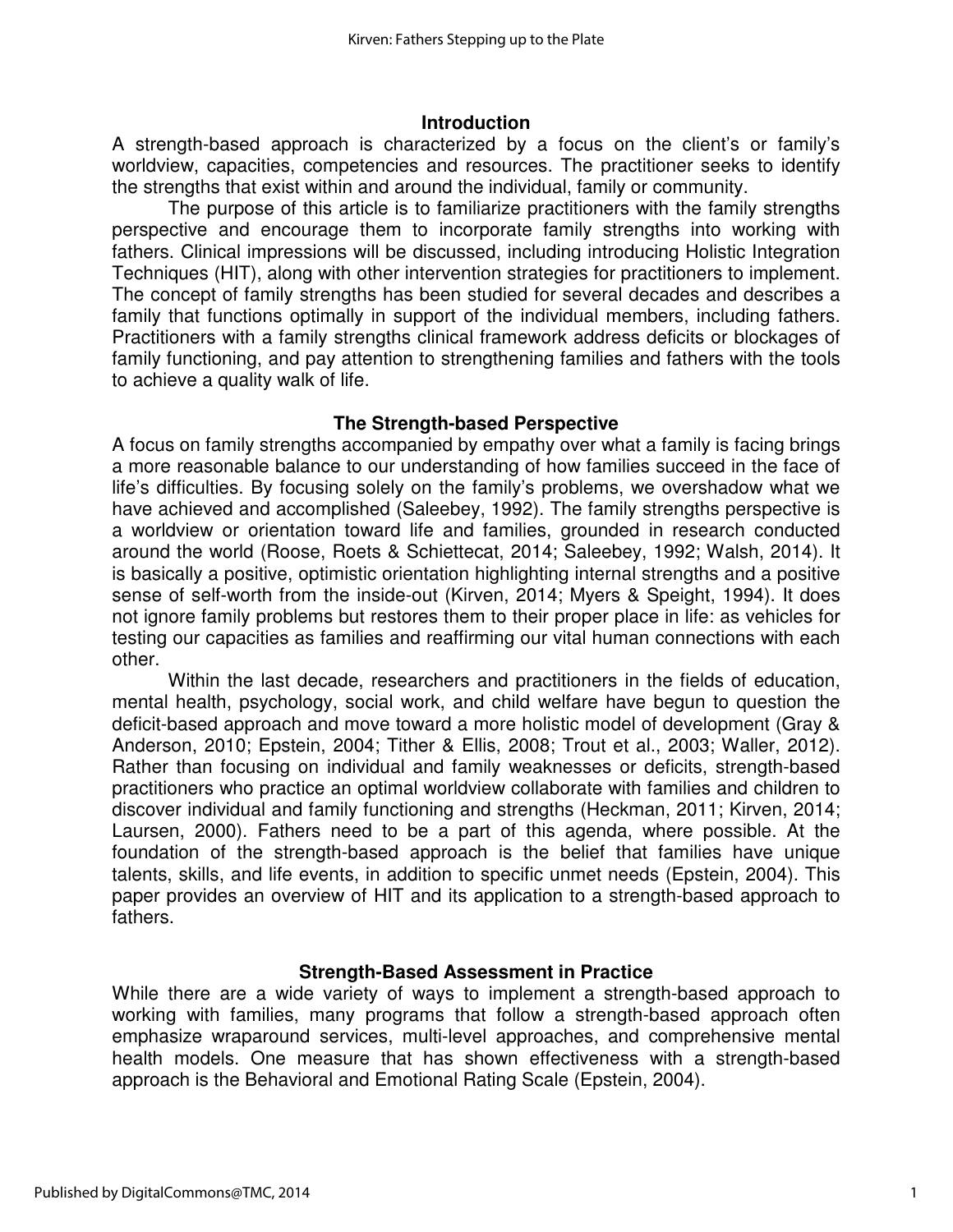## Introduction

A strength-based approach is characterized by a focus on the client's or family's worldview, capacities, competencies and resources. The practitioner seeks to identify the strengths that exist within and around the individual, family or community.

The purpose of this article is to familiarize practitioners with the family strengths perspective and encourage them to incorporate family strengths into working with fathers. Clinical impressions will be discussed, including introducing Holistic Integration Techniques (HIT), along with other intervention strategies for practitioners to implement. The concept of family strengths has been studied for several decades and describes a family that functions optimally in support of the individual members, including fathers. Practitioners with a family strengths clinical framework address deficits or blockages of family functioning, and pay attention to strengthening families and fathers with the tools to achieve a quality walk of life.

## The Strength-based Perspective

A focus on family strengths accompanied by empathy over what a family is facing brings a more reasonable balance to our understanding of how families succeed in the face of life's difficulties. By focusing solely on the family's problems, we overshadow what we have achieved and accomplished (Saleebey, 1992). The family strengths perspective is a worldview or orientation toward life and families, grounded in research conducted around the world (Roose, Roets & Schiettecat, 2014; Saleebey, 1992; Walsh, 2014). It is basically a positive, optimistic orientation highlighting internal strengths and a positive sense of self-worth from the inside-out (Kirven, 2014; Myers & Speight, 1994). It does not ignore family problems but restores them to their proper place in life: as vehicles for testing our capacities as families and reaffirming our vital human connections with each other.

Within the last decade, researchers and practitioners in the fields of education, mental health, psychology, social work, and child welfare have begun to question the deficit-based approach and move toward a more holistic model of development (Gray & Anderson, 2010; Epstein, 2004; Tither & Ellis, 2008; Trout et al., 2003; Waller, 2012). Rather than focusing on individual and family weaknesses or deficits, strength-based practitioners who practice an optimal worldview collaborate with families and children to discover individual and family functioning and strengths (Heckman, 2011; Kirven, 2014; Laursen, 2000). Fathers need to be a part of this agenda, where possible. At the foundation of the strength-based approach is the belief that families have unique talents, skills, and life events, in addition to specific unmet needs (Epstein, 2004). This paper provides an overview of HIT and its application to a strength-based approach to fathers.

## Strength-Based Assessment in Practice

While there are a wide variety of ways to implement a strength-based approach to working with families, many programs that follow a strength-based approach often emphasize wraparound services, multi-level approaches, and comprehensive mental health models. One measure that has shown effectiveness with a strength-based approach is the Behavioral and Emotional Rating Scale (Epstein, 2004).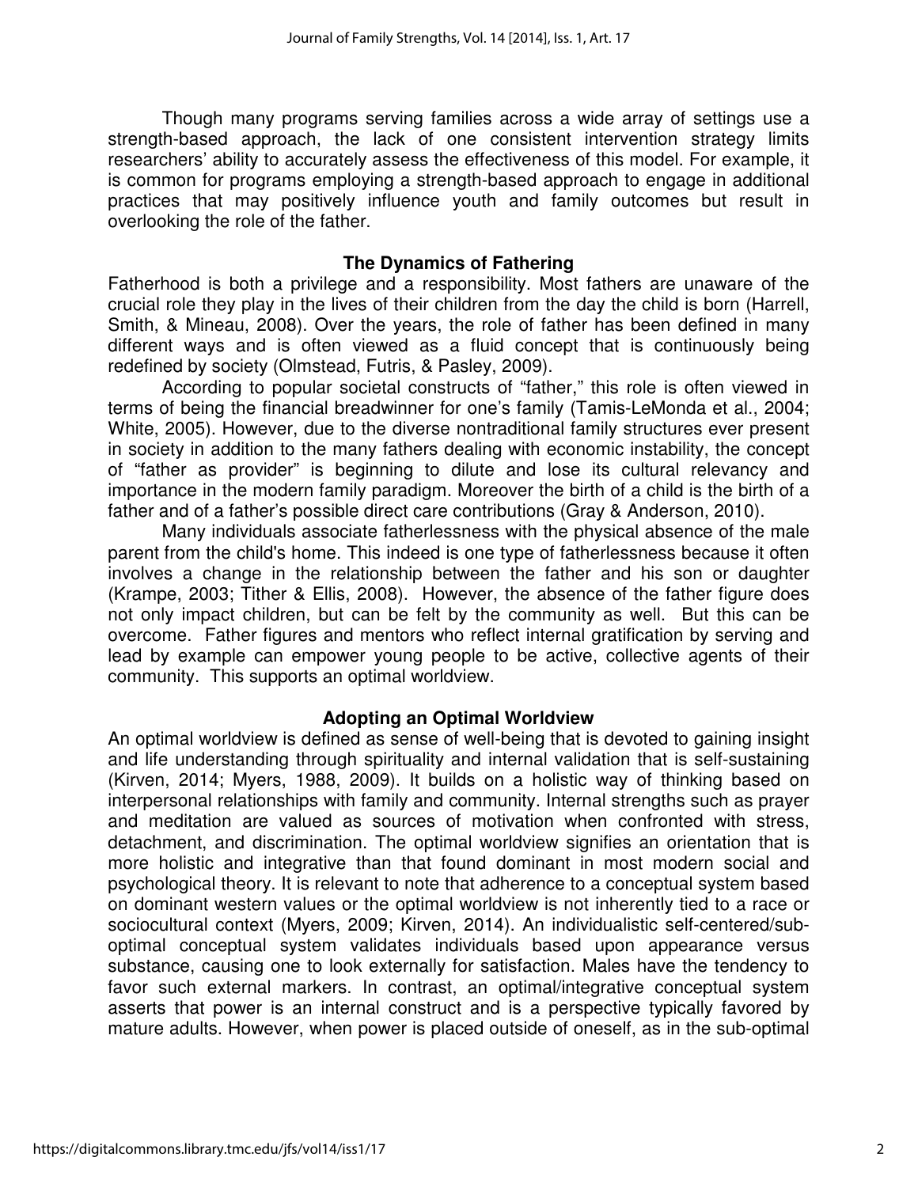Though many programs serving families across a wide array of settings use a strength-based approach, the lack of one consistent intervention strategy limits researchers' ability to accurately assess the effectiveness of this model. For example, it is common for programs employing a strength-based approach to engage in additional practices that may positively influence youth and family outcomes but result in overlooking the role of the father.

## The Dynamics of Fathering

Fatherhood is both a privilege and a responsibility. Most fathers are unaware of the crucial role they play in the lives of their children from the day the child is born (Harrell, Smith, & Mineau, 2008). Over the years, the role of father has been defined in many different ways and is often viewed as a fluid concept that is continuously being redefined by society (Olmstead, Futris, & Pasley, 2009).

According to popular societal constructs of "father," this role is often viewed in terms of being the financial breadwinner for one's family (Tamis-LeMonda et al., 2004; White, 2005). However, due to the diverse nontraditional family structures ever present in society in addition to the many fathers dealing with economic instability, the concept of "father as provider" is beginning to dilute and lose its cultural relevancy and importance in the modern family paradigm. Moreover the birth of a child is the birth of a father and of a father's possible direct care contributions (Gray & Anderson, 2010).

Many individuals associate fatherlessness with the physical absence of the male parent from the child's home. This indeed is one type of fatherlessness because it often involves a change in the relationship between the father and his son or daughter (Krampe, 2003; Tither & Ellis, 2008). However, the absence of the father figure does not only impact children, but can be felt by the community as well. But this can be overcome. Father figures and mentors who reflect internal gratification by serving and lead by example can empower young people to be active, collective agents of their community. This supports an optimal worldview.

## Adopting an Optimal Worldview

An optimal worldview is defined as sense of well-being that is devoted to gaining insight and life understanding through spirituality and internal validation that is self-sustaining (Kirven, 2014; Myers, 1988, 2009). It builds on a holistic way of thinking based on interpersonal relationships with family and community. Internal strengths such as prayer and meditation are valued as sources of motivation when confronted with stress, detachment, and discrimination. The optimal worldview signifies an orientation that is more holistic and integrative than that found dominant in most modern social and psychological theory. It is relevant to note that adherence to a conceptual system based on dominant western values or the optimal worldview is not inherently tied to a race or sociocultural context (Myers, 2009; Kirven, 2014). An individualistic self-centered/sub-optimal conceptual system validates individuals based upon appearance versus substance, causing one to look externally for satisfaction. Males have the tendency to favor such external markers. In contrast, an optimal/integrative conceptual system asserts that power is an internal construct and is a perspective typically favored by mature adults. However, when power is placed outside of oneself, as in the sub-optimal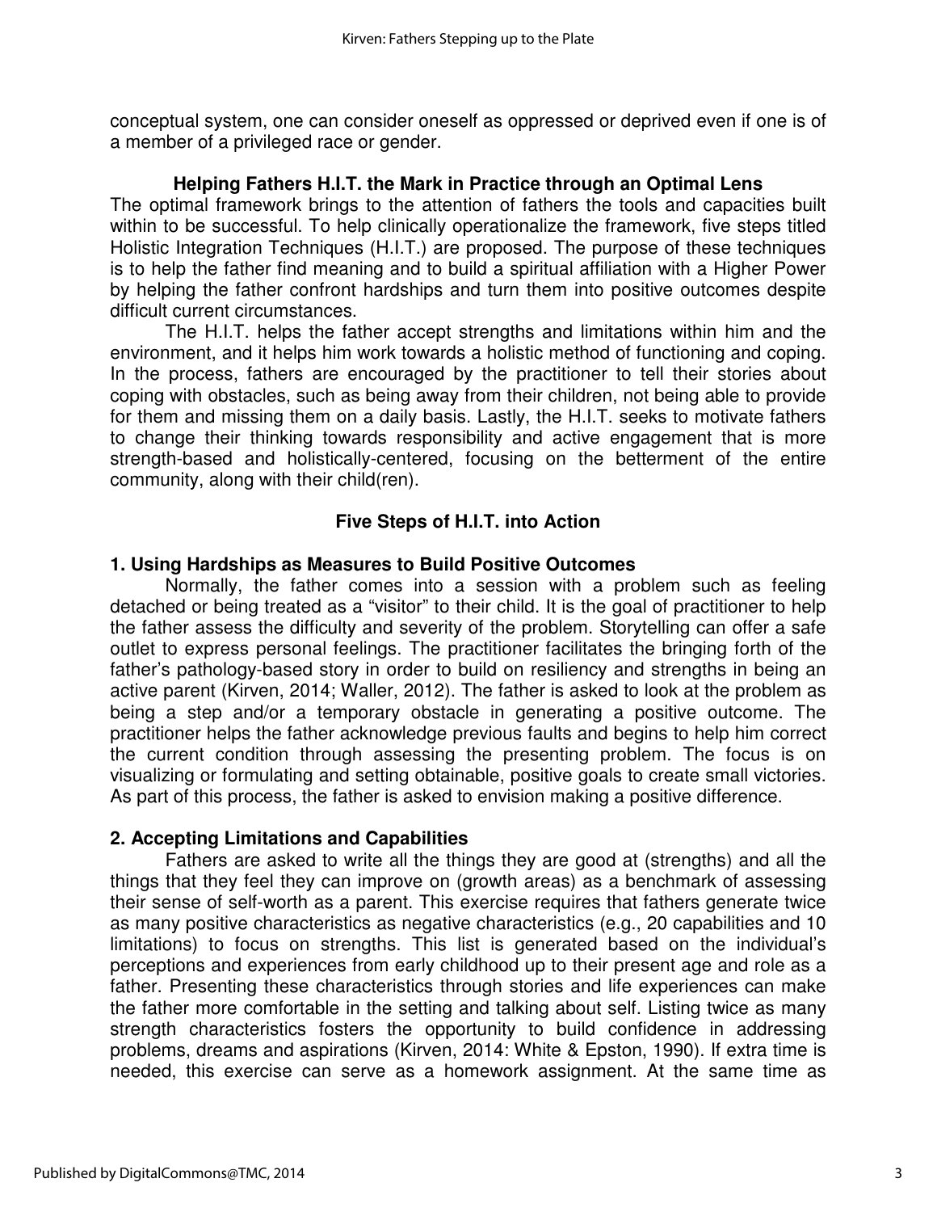conceptual system, one can consider oneself as oppressed or deprived even if one is of a member of a privileged race or gender.

### Helping Fathers H.I.T. the Mark in Practice through an Optimal Lens

The optimal framework brings to the attention of fathers the tools and capacities built within to be successful. To help clinically operationalize the framework, five steps titled Holistic Integration Techniques (H.I.T.) are proposed. The purpose of these techniques is to help the father find meaning and to build a spiritual affiliation with a Higher Power by helping the father confront hardships and turn them into positive outcomes despite difficult current circumstances.

The H.I.T. helps the father accept strengths and limitations within him and the environment, and it helps him work towards a holistic method of functioning and coping. In the process, fathers are encouraged by the practitioner to tell their stories about coping with obstacles, such as being away from their children, not being able to provide for them and missing them on a daily basis. Lastly, the H.I.T. seeks to motivate fathers to change their thinking towards responsibility and active engagement that is more strength-based and holistically-centered, focusing on the betterment of the entire community, along with their child(ren).

### Five Steps of H.I.T. into Action

#### 1. Using Hardships as Measures to Build Positive Outcomes

Normally, the father comes into a session with a problem such as feeling detached or being treated as a "visitor" to their child. It is the goal of practitioner to help the father assess the difficulty and severity of the problem. Storytelling can offer a safe outlet to express personal feelings. The practitioner facilitates the bringing forth of the father's pathology-based story in order to build on resiliency and strengths in being an active parent (Kirven, 2014; Waller, 2012). The father is asked to look at the problem as being a step and/or a temporary obstacle in generating a positive outcome. The practitioner helps the father acknowledge previous faults and begins to help him correct the current condition through assessing the presenting problem. The focus is on visualizing or formulating and setting obtainable, positive goals to create small victories. As part of this process, the father is asked to envision making a positive difference.

#### 2. Accepting Limitations and Capabilities

Fathers are asked to write all the things they are good at (strengths) and all the things that they feel they can improve on (growth areas) as a benchmark of assessing their sense of self-worth as a parent. This exercise requires that fathers generate twice as many positive characteristics as negative characteristics (e.g., 20 capabilities and 10 limitations) to focus on strengths. This list is generated based on the individual's perceptions and experiences from early childhood up to their present age and role as a father. Presenting these characteristics through stories and life experiences can make the father more comfortable in the setting and talking about self. Listing twice as many strength characteristics fosters the opportunity to build confidence in addressing problems, dreams and aspirations (Kirven, 2014: White & Epston, 1990). If extra time is needed, this exercise can serve as a homework assignment. At the same time as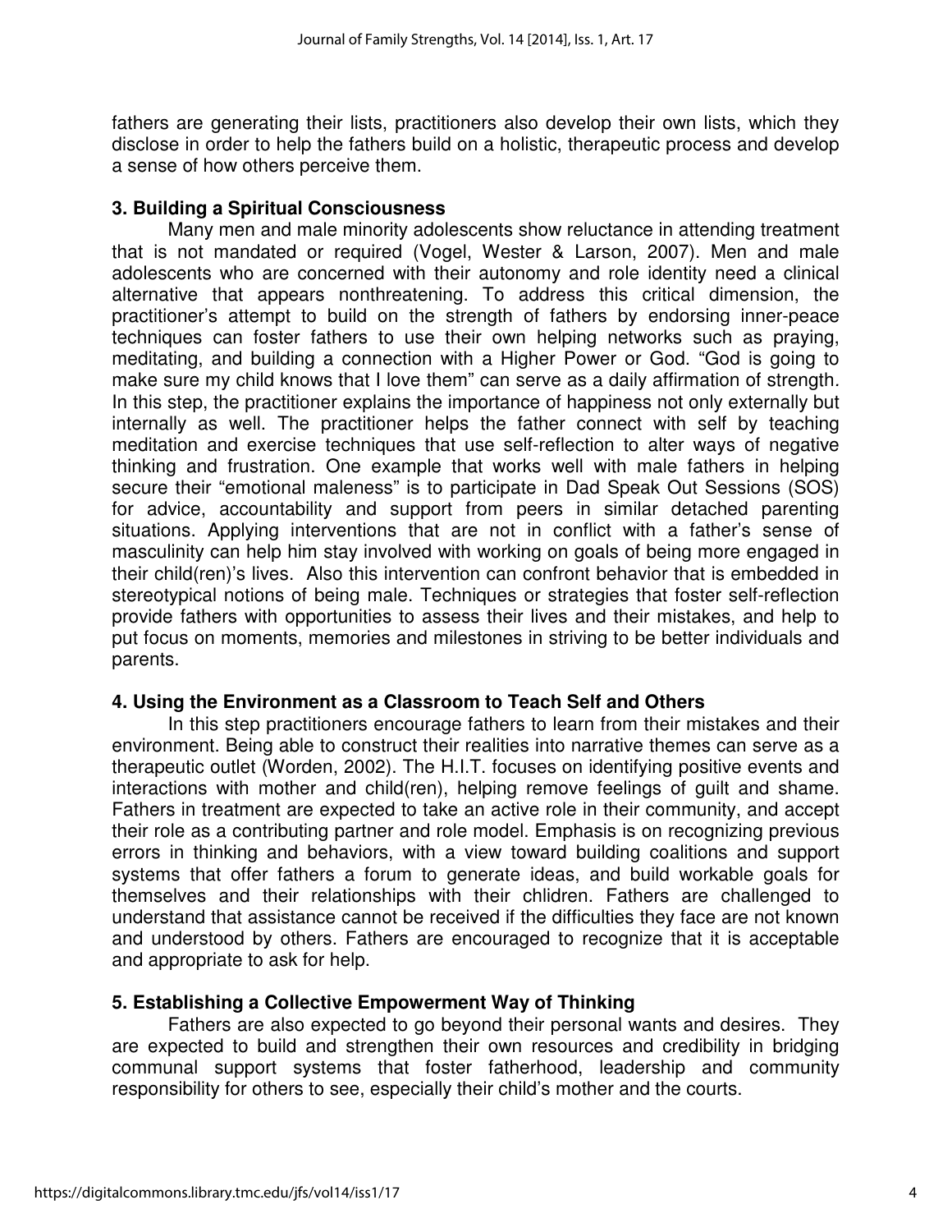fathers are generating their lists, practitioners also develop their own lists, which they disclose in order to help the fathers build on a holistic, therapeutic process and develop a sense of how others perceive them.

### 3. Building a Spiritual Consciousness

Many men and male minority adolescents show reluctance in attending treatment that is not mandated or required (Vogel, Wester & Larson, 2007). Men and male adolescents who are concerned with their autonomy and role identity need a clinical alternative that appears nonthreatening. To address this critical dimension, the practitioner's attempt to build on the strength of fathers by endorsing inner-peace techniques can foster fathers to use their own helping networks such as praying, meditating, and building a connection with a Higher Power or God. "God is going to make sure my child knows that I love them" can serve as a daily affirmation of strength. In this step, the practitioner explains the importance of happiness not only externally but internally as well. The practitioner helps the father connect with self by teaching meditation and exercise techniques that use self-reflection to alter ways of negative thinking and frustration. One example that works well with male fathers in helping secure their "emotional maleness" is to participate in Dad Speak Out Sessions (SOS) for advice, accountability and support from peers in similar detached parenting situations. Applying interventions that are not in conflict with a father's sense of masculinity can help him stay involved with working on goals of being more engaged in their child(ren)'s lives. Also this intervention can confront behavior that is embedded in stereotypical notions of being male. Techniques or strategies that foster self-reflection provide fathers with opportunities to assess their lives and their mistakes, and help to put focus on moments, memories and milestones in striving to be better individuals and parents.

### 4. Using the Environment as a Classroom to Teach Self and Others

In this step practitioners encourage fathers to learn from their mistakes and their environment. Being able to construct their realities into narrative themes can serve as a therapeutic outlet (Worden, 2002). The H.I.T. focuses on identifying positive events and interactions with mother and child(ren), helping remove feelings of guilt and shame. Fathers in treatment are expected to take an active role in their community, and accept their role as a contributing partner and role model. Emphasis is on recognizing previous errors in thinking and behaviors, with a view toward building coalitions and support systems that offer fathers a forum to generate ideas, and build workable goals for themselves and their relationships with their chlidren. Fathers are challenged to understand that assistance cannot be received if the difficulties they face are not known and understood by others. Fathers are encouraged to recognize that it is acceptable and appropriate to ask for help.

### 5. Establishing a Collective Empowerment Way of Thinking

Fathers are also expected to go beyond their personal wants and desires. They are expected to build and strengthen their own resources and credibility in bridging communal support systems that foster fatherhood, leadership and community responsibility for others to see, especially their child's mother and the courts.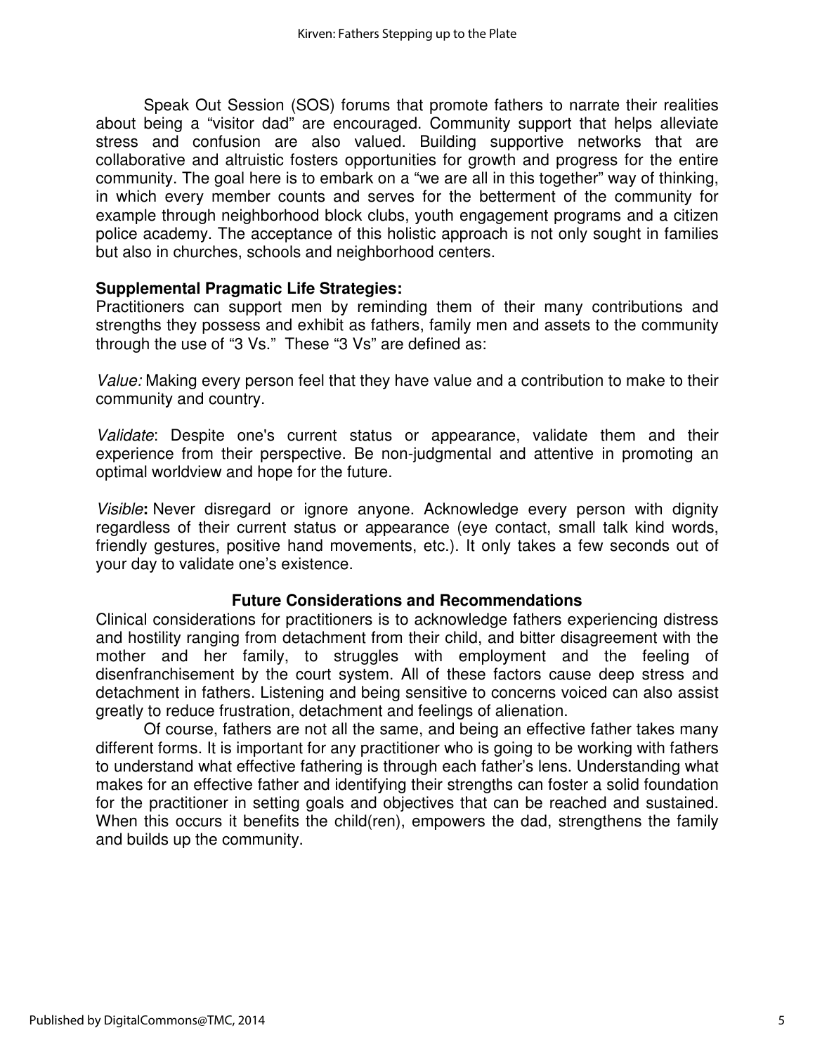Speak Out Session (SOS) forums that promote fathers to narrate their realities about being a "visitor dad" are encouraged. Community support that helps alleviate stress and confusion are also valued. Building supportive networks that are collaborative and altruistic fosters opportunities for growth and progress for the entire community. The goal here is to embark on a "we are all in this together" way of thinking, in which every member counts and serves for the betterment of the community for example through neighborhood block clubs, youth engagement programs and a citizen police academy. The acceptance of this holistic approach is not only sought in families but also in churches, schools and neighborhood centers.

**Supplemental Pragmatic Life Strategies:**

Practitioners can support men by reminding them of their many contributions and strengths they possess and exhibit as fathers, family men and assets to the community through the use of "3 Vs." These "3 Vs" are defined as:

*Value:* Making every person feel that they have value and a contribution to make to their community and country.

*Validate*: Despite one's current status or appearance, validate them and their experience from their perspective. Be non-judgmental and attentive in promoting an optimal worldview and hope for the future.

*Visible***:** Never disregard or ignore anyone. Acknowledge every person with dignity regardless of their current status or appearance (eye contact, small talk kind words, friendly gestures, positive hand movements, etc.). It only takes a few seconds out of your day to validate one's existence.

## Future Considerations and Recommendations

Clinical considerations for practitioners is to acknowledge fathers experiencing distress and hostility ranging from detachment from their child, and bitter disagreement with the mother and her family, to struggles with employment and the feeling of disenfranchisement by the court system. All of these factors cause deep stress and detachment in fathers. Listening and being sensitive to concerns voiced can also assist greatly to reduce frustration, detachment and feelings of alienation.

Of course, fathers are not all the same, and being an effective father takes many different forms. It is important for any practitioner who is going to be working with fathers to understand what effective fathering is through each father's lens. Understanding what makes for an effective father and identifying their strengths can foster a solid foundation for the practitioner in setting goals and objectives that can be reached and sustained. When this occurs it benefits the child(ren), empowers the dad, strengthens the family and builds up the community.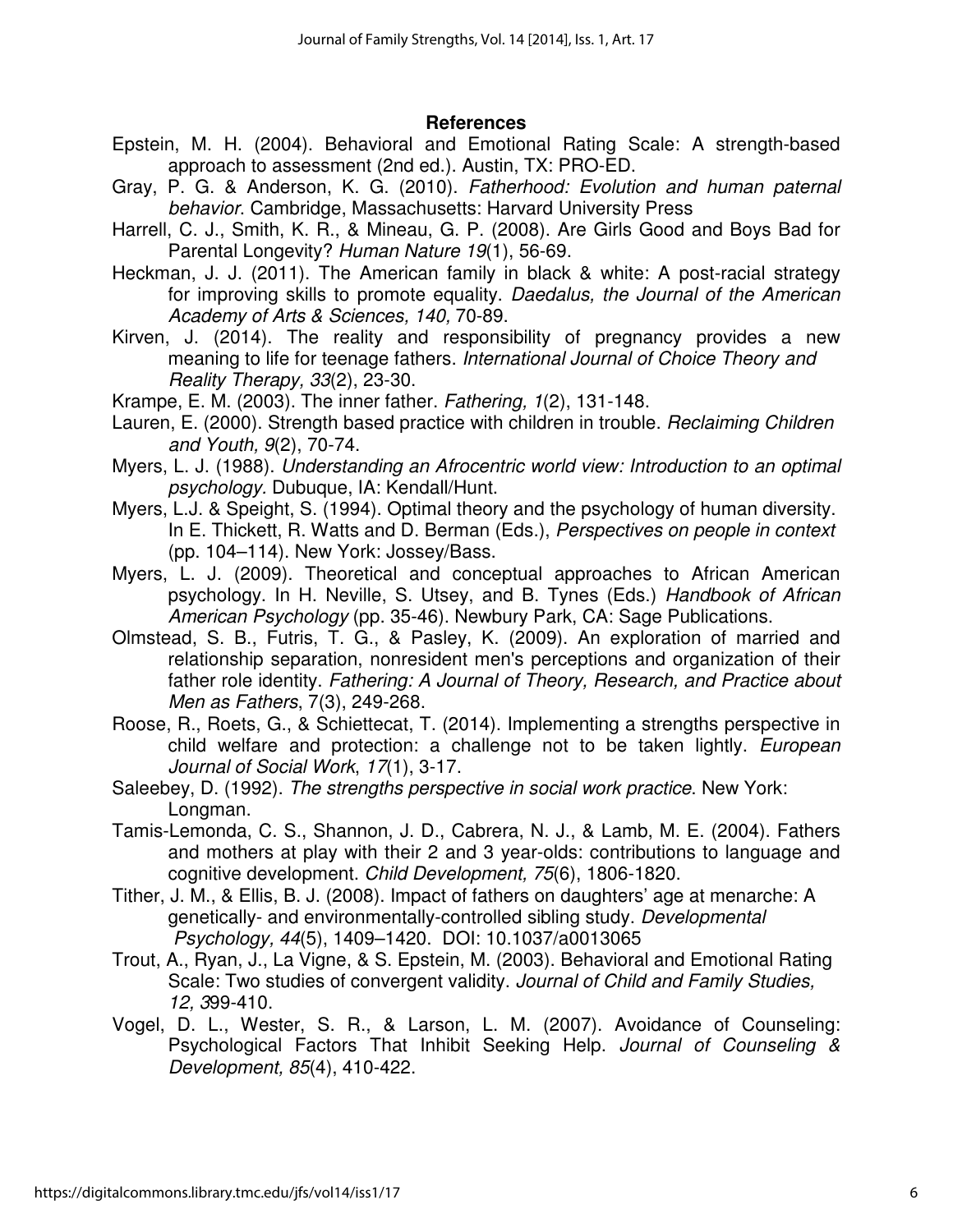## References

Epstein, M. H. (2004). Behavioral and Emotional Rating Scale: A strength-based approach to assessment (2nd ed.). Austin, TX: PRO-ED.

Gray, P. G. & Anderson, K. G. (2010). *Fatherhood: Evolution and human paternal behavior*. Cambridge, Massachusetts: Harvard University Press

Harrell, C. J., Smith, K. R., & Mineau, G. P. (2008). Are Girls Good and Boys Bad for Parental Longevity? *Human Nature 19*(1), 56-69.

Heckman, J. J. (2011). The American family in black & white: A post-racial strategy for improving skills to promote equality. *Daedalus, the Journal of the American Academy of Arts & Sciences, 140,* 70-89.

Kirven, J. (2014). The reality and responsibility of pregnancy provides a new meaning to life for teenage fathers. *International Journal of Choice Theory and Reality Therapy, 33*(2), 23-30.

Krampe, E. M. (2003). The inner father. *Fathering, 1*(2), 131-148.

Lauren, E. (2000). Strength based practice with children in trouble. *Reclaiming Children and Youth, 9*(2), 70-74.

Myers, L. J. (1988). *Understanding an Afrocentric world view: Introduction to an optimal psychology.* Dubuque, IA: Kendall/Hunt.

Myers, L.J. & Speight, S. (1994). Optimal theory and the psychology of human diversity. In E. Thickett, R. Watts and D. Berman (Eds.), *Perspectives on people in context* (pp. 104–114). New York: Jossey/Bass.

Myers, L. J. (2009). Theoretical and conceptual approaches to African American psychology. In H. Neville, S. Utsey, and B. Tynes (Eds.) *Handbook of African American Psychology* (pp. 35-46). Newbury Park, CA: Sage Publications.

Olmstead, S. B., Futris, T. G., & Pasley, K. (2009). An exploration of married and relationship separation, nonresident men's perceptions and organization of their father role identity. *Fathering: A Journal of Theory, Research, and Practice about Men as Fathers*, 7(3), 249-268.

Roose, R., Roets, G., & Schiettecat, T. (2014). Implementing a strengths perspective in child welfare and protection: a challenge not to be taken lightly. *European Journal of Social Work*, *17*(1), 3-17.

Saleebey, D. (1992). *The strengths perspective in social work practice*. New York: Longman.

Tamis-Lemonda, C. S., Shannon, J. D., Cabrera, N. J., & Lamb, M. E. (2004). Fathers and mothers at play with their 2 and 3 year-olds: contributions to language and cognitive development. *Child Development, 75*(6), 1806-1820.

Tither, J. M., & Ellis, B. J. (2008). Impact of fathers on daughters' age at menarche: A genetically- and environmentally-controlled sibling study. *Developmental Psychology, 44*(5), 1409–1420. DOI: 10.1037/a0013065

Trout, A., Ryan, J., La Vigne, & S. Epstein, M. (2003). Behavioral and Emotional Rating Scale: Two studies of convergent validity. *Journal of Child and Family Studies, 12, 3*99-410.

Vogel, D. L., Wester, S. R., & Larson, L. M. (2007). Avoidance of Counseling: Psychological Factors That Inhibit Seeking Help. *Journal of Counseling & Development, 85*(4), 410-422.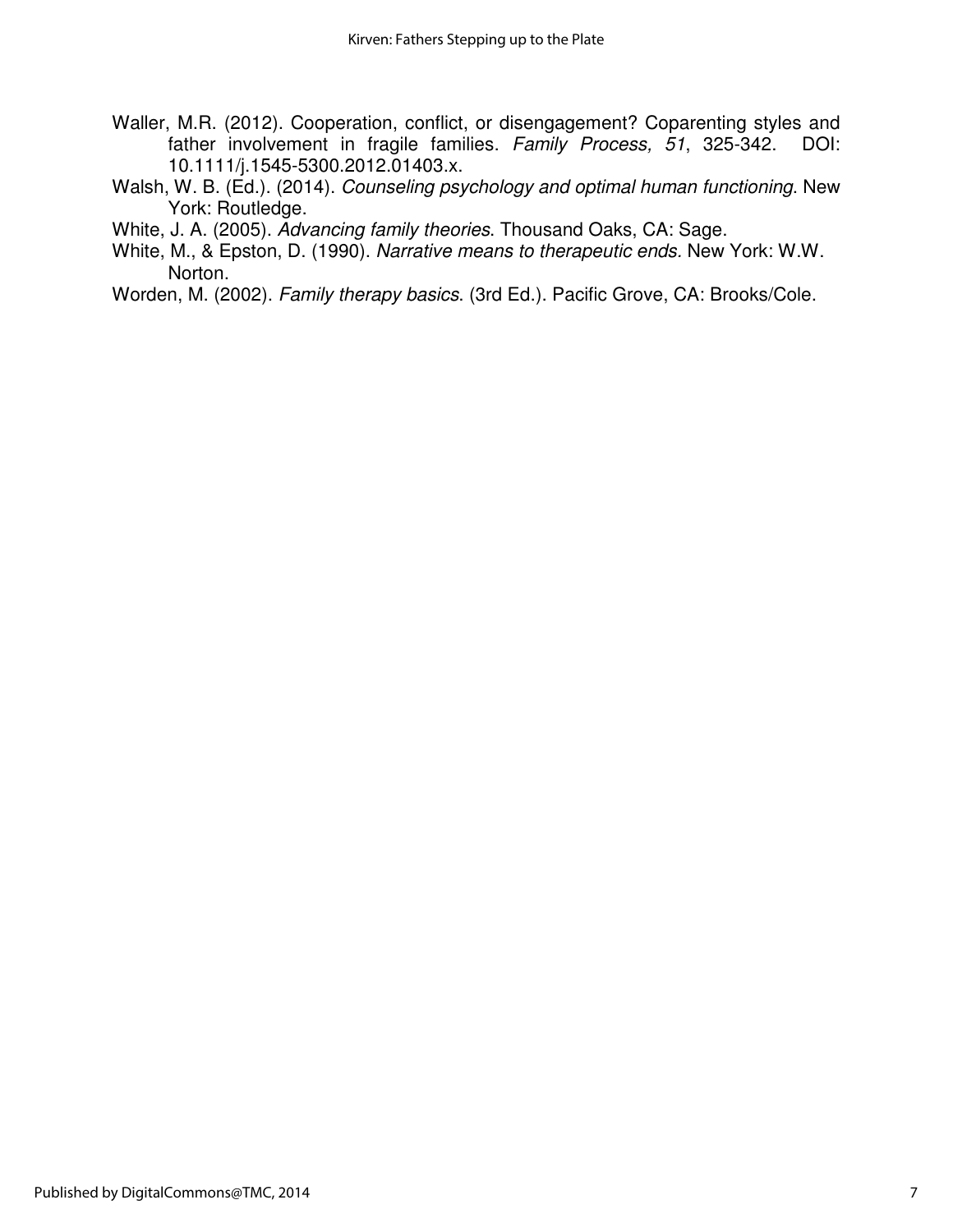Waller, M.R. (2012). Cooperation, conflict, or disengagement? Coparenting styles and father involvement in fragile families. *Family Process, 51*, 325-342. DOI: 10.1111/j.1545-5300.2012.01403.x.

Walsh, W. B. (Ed.). (2014). *Counseling psychology and optimal human functioning*. New York: Routledge.

White, J. A. (2005). *Advancing family theories.* Thousand Oaks, CA: Sage.

White, M., & Epston, D. (1990). *Narrative means to therapeutic ends.* New York: W.W. Norton.

Worden, M. (2002). *Family therapy basics*. (3rd Ed.). Pacific Grove, CA: Brooks/Cole.